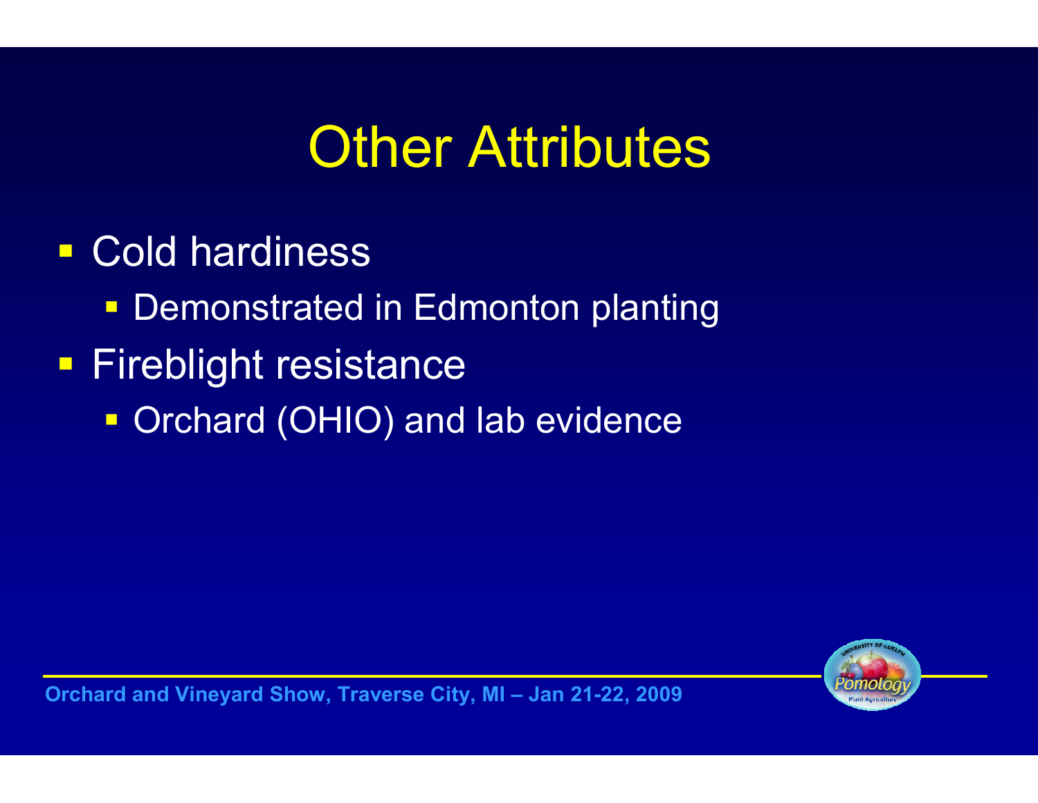# Other Attributes

- Cold hardiness
  - Demonstrated in Edmonton planting
- Fireblight resistance
  - Orchard (OHIO) and lab evidence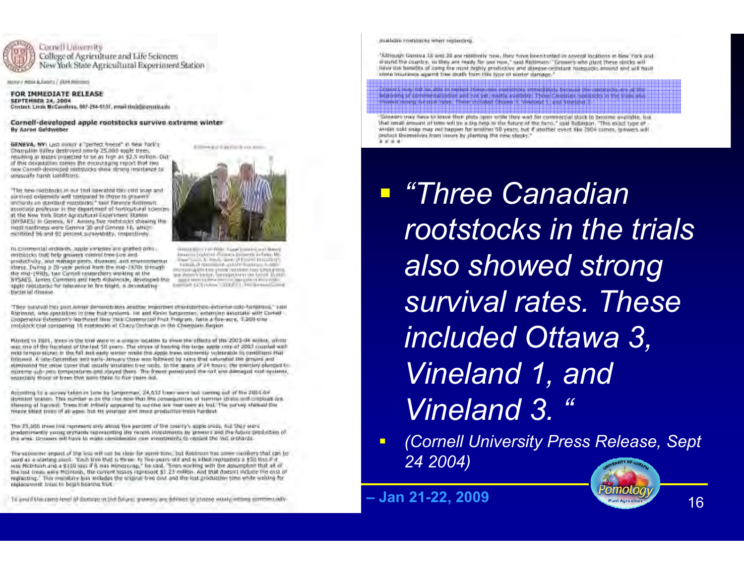- *“Three Canadian rootstocks in the trials also showed strong survival rates. These included Ottawa 3, Vineland 1, and Vineland 3. “*
- *(Cornell University Press Release, Sept 24 2004)*

**– Jan 21-22, 2009**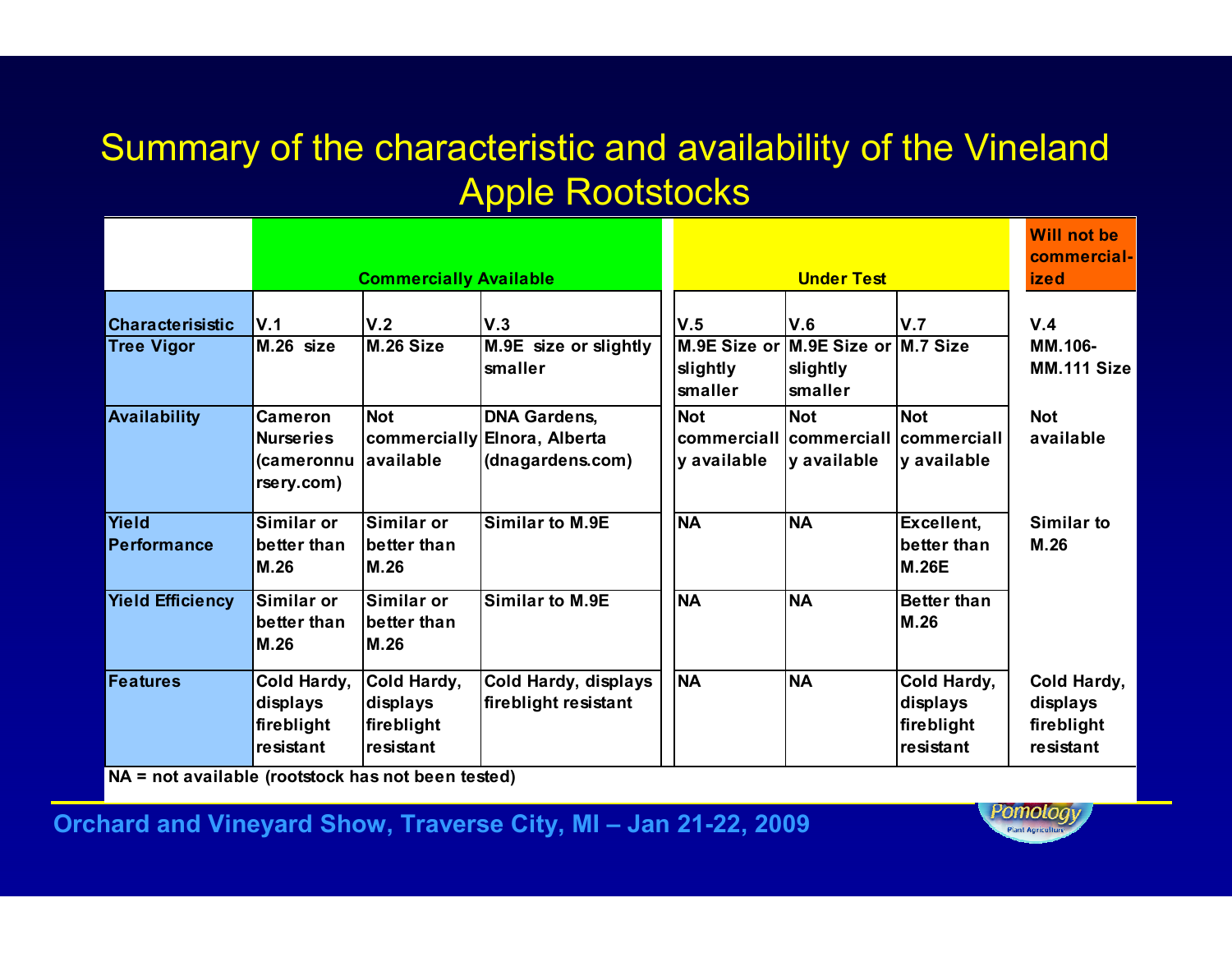# Summary of the characteristic and availability of the Vineland Apple Rootstocks

| | Commercially Available | | | Under Test | | | Will not be commercial-ized |
|---|---|---|---|---|---|---|---|
| **Characterisistic** | **V.1** | **V.2** | **V.3** | **V.5** | **V.6** | **V.7** | **V.4** |
| **Tree Vigor** | M.26 size | M.26 Size | M.9E size or slightly smaller | M.9E Size or slightly smaller | M.9E Size or slightly smaller | M.7 Size | MM.106-MM.111 Size |
| **Availability** | Cameron Nurseries (cameronnursery.com) | Not commercially available | DNA Gardens, Elnora, Alberta (dnagardens.com) | Not commercially available | Not commercially available | Not commercially available | Not available |
| **Yield Performance** | Similar or better than M.26 | Similar or better than M.26 | Similar to M.9E | NA | NA | Excellent, better than M.26E | Similar to M.26 |
| **Yield Efficiency** | Similar or better than M.26 | Similar or better than M.26 | Similar to M.9E | NA | NA | Better than M.26 | |
| **Features** | Cold Hardy, displays fireblight resistant | Cold Hardy, displays fireblight resistant | Cold Hardy, displays fireblight resistant | NA | NA | Cold Hardy, displays fireblight resistant | Cold Hardy, displays fireblight resistant |

NA = not available (rootstock has not been tested)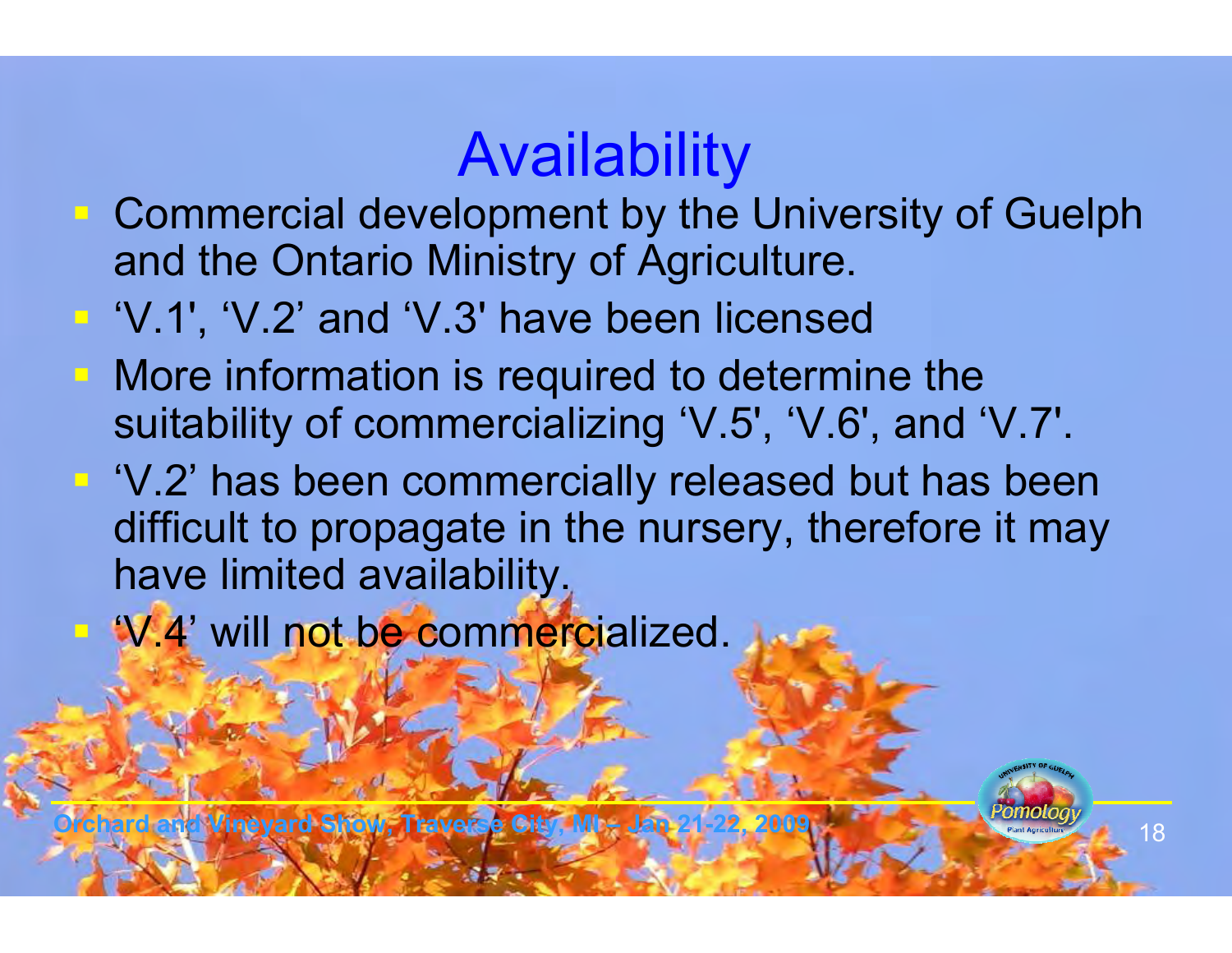# Availability

- Commercial development by the University of Guelph and the Ontario Ministry of Agriculture.
- 'V.1', 'V.2' and 'V.3' have been licensed
- More information is required to determine the suitability of commercializing 'V.5', 'V.6', and 'V.7'.
- 'V.2' has been commercially released but has been difficult to propagate in the nursery, therefore it may have limited availability.
- 'V.4' will not be commercialized.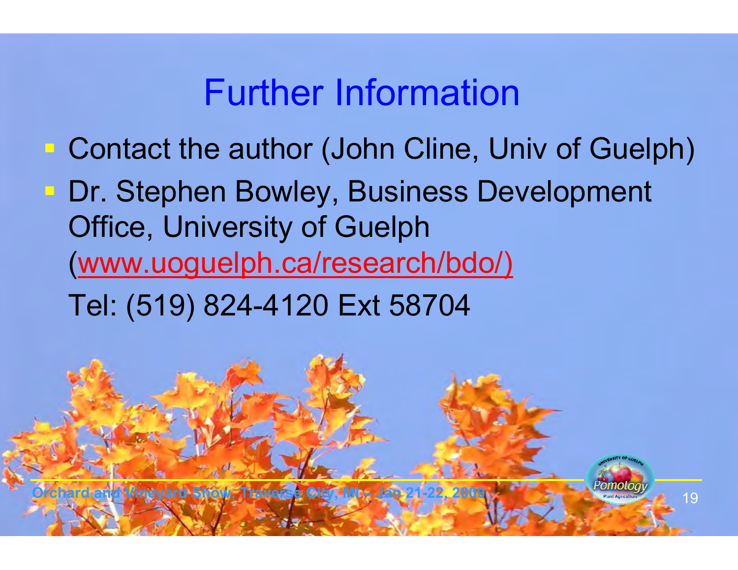# Further Information

- Contact the author (John Cline, Univ of Guelph)
- Dr. Stephen Bowley, Business Development Office, University of Guelph (www.uoguelph.ca/research/bdo/)

  Tel: (519) 824-4120 Ext 58704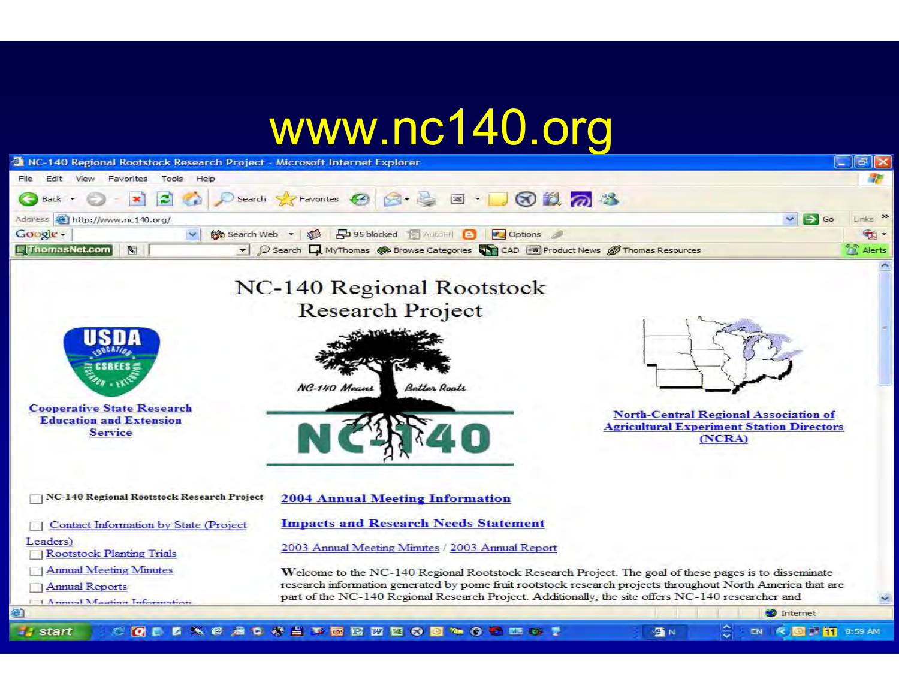# www.nc140.org

NC-140 Regional Rootstock Research Project

Cooperative State Research Education and Extension Service

NC-140 Means Better Roots

NC-140

North-Central Regional Association of Agricultural Experiment Station Directors (NCRA)

- NC-140 Regional Rootstock Research Project
- Contact Information by State (Project Leaders)
- Rootstock Planting Trials
- Annual Meeting Minutes
- Annual Reports

2004 Annual Meeting Information

Impacts and Research Needs Statement

2003 Annual Meeting Minutes / 2003 Annual Report

Welcome to the NC-140 Regional Rootstock Research Project. The goal of these pages is to disseminate research information generated by pome fruit rootstock research projects throughout North America that are part of the NC-140 Regional Research Project. Additionally, the site offers NC-140 researcher and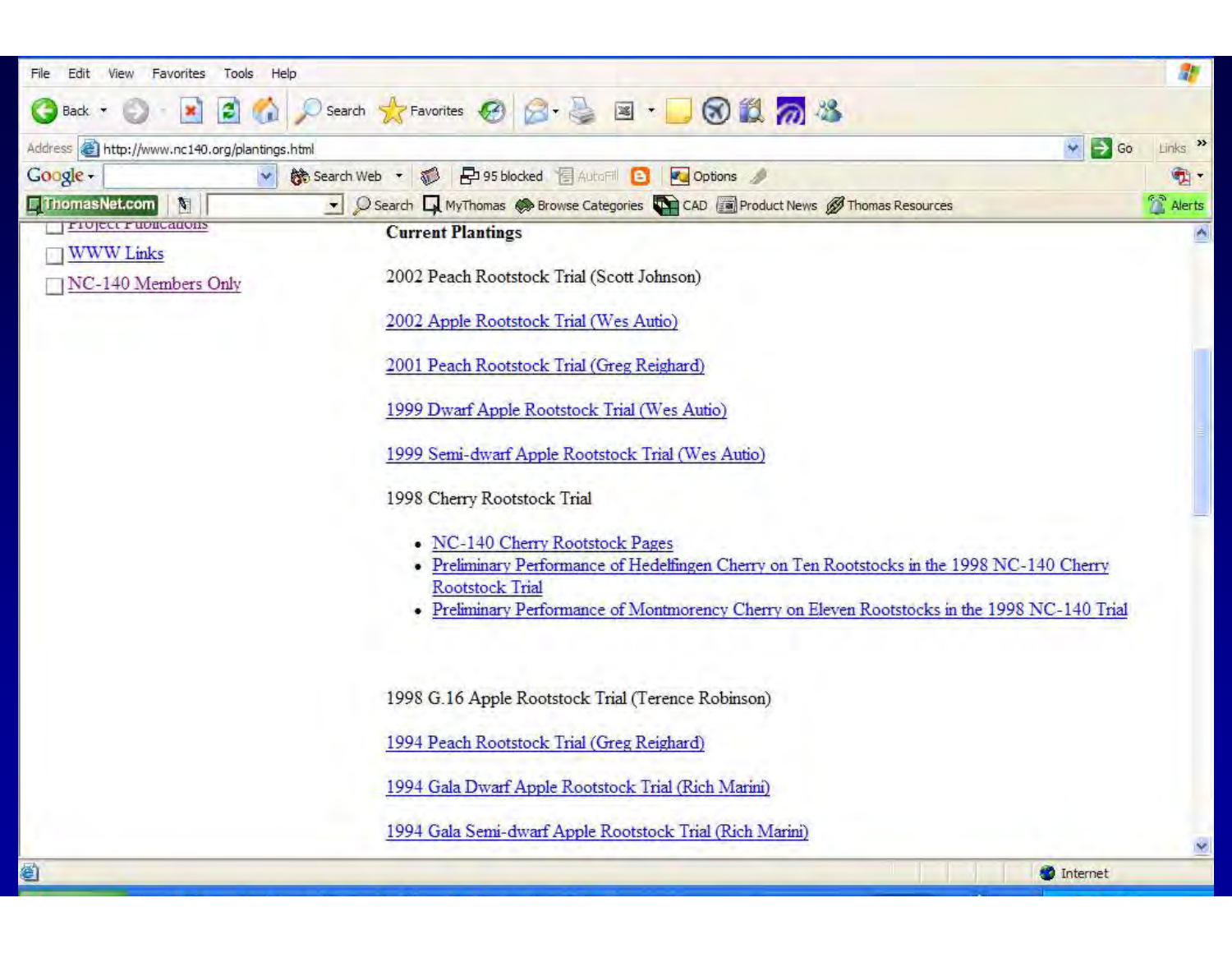Project Publications

WWW Links

NC-140 Members Only

**Current Plantings**

2002 Peach Rootstock Trial (Scott Johnson)

2002 Apple Rootstock Trial (Wes Autio)

2001 Peach Rootstock Trial (Greg Reighard)

1999 Dwarf Apple Rootstock Trial (Wes Autio)

1999 Semi-dwarf Apple Rootstock Trial (Wes Autio)

1998 Cherry Rootstock Trial

- NC-140 Cherry Rootstock Pages
- Preliminary Performance of Hedelfingen Cherry on Ten Rootstocks in the 1998 NC-140 Cherry Rootstock Trial
- Preliminary Performance of Montmorency Cherry on Eleven Rootstocks in the 1998 NC-140 Trial

1998 G.16 Apple Rootstock Trial (Terence Robinson)

1994 Peach Rootstock Trial (Greg Reighard)

1994 Gala Dwarf Apple Rootstock Trial (Rich Marini)

1994 Gala Semi-dwarf Apple Rootstock Trial (Rich Marini)